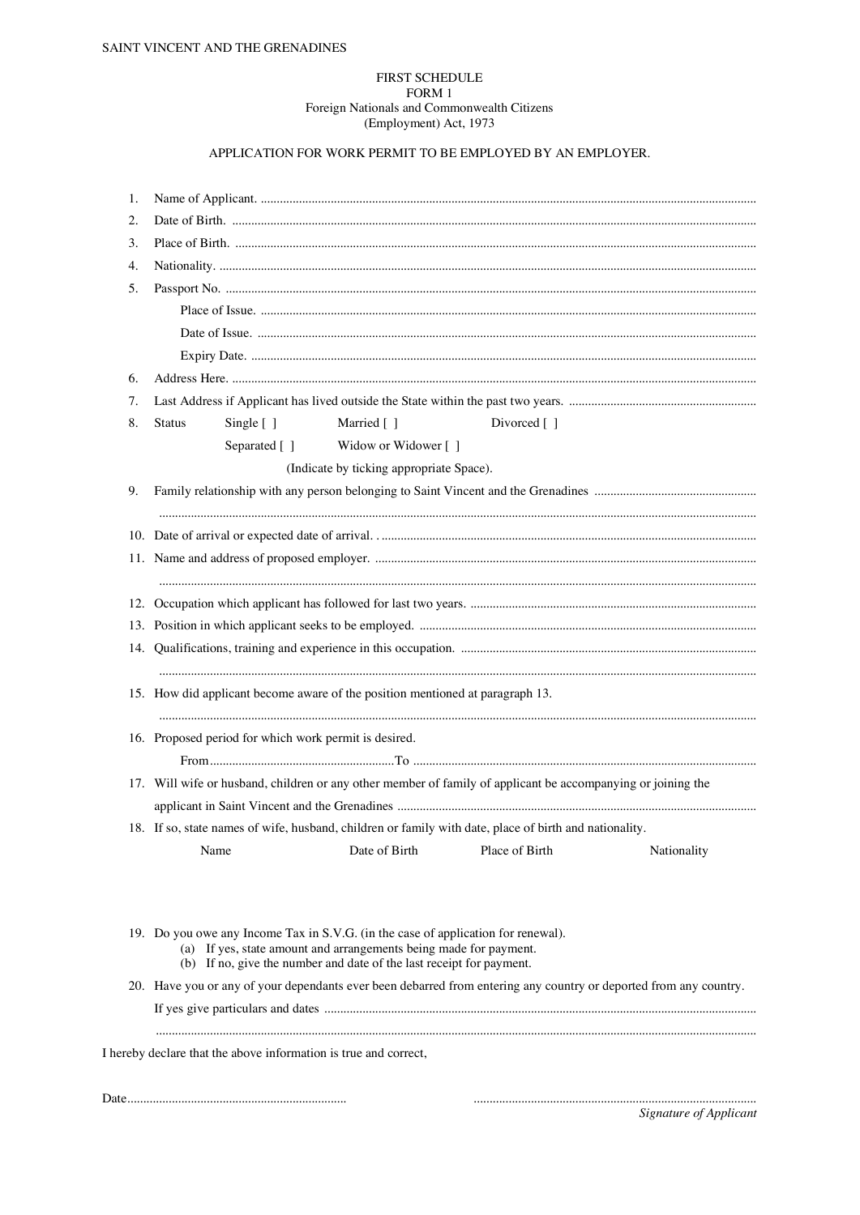SAINT VINCENT AND THE GRENADINES

FIRST SCHEDULE
FORM 1
Foreign Nationals and Commonwealth Citizens
(Employment) Act, 1973

## APPLICATION FOR WORK PERMIT TO BE EMPLOYED BY AN EMPLOYER.

1. Name of Applicant. ..........................................................................................................................................
2. Date of Birth. ..................................................................................................................................................
3. Place of Birth. .................................................................................................................................................
4. Nationality. .......................................................................................................................................................
5. Passport No. ....................................................................................................................................................

   Place of Issue. ..........................................................................................................................................

   Date of Issue. ...........................................................................................................................................

   Expiry Date. .............................................................................................................................................
6. Address Here. ..................................................................................................................................................
7. Last Address if Applicant has lived outside the State within the past two years. ..........................................................
8. Status Single [ ] Married [ ] Divorced [ ]

   Separated [ ] Widow or Widower [ ]

   (Indicate by ticking appropriate Space).
9. Family relationship with any person belonging to Saint Vincent and the Grenadines ..................................................

   .........................................................................................................................................................................
10. Date of arrival or expected date of arrival. . ....................................................................................................
11. Name and address of proposed employer. .......................................................................................................

    .........................................................................................................................................................................
12. Occupation which applicant has followed for last two years. .........................................................................
13. Position in which applicant seeks to be employed. .........................................................................................
14. Qualifications, training and experience in this occupation. ............................................................................

    .........................................................................................................................................................................
15. How did applicant become aware of the position mentioned at paragraph 13.

    .........................................................................................................................................................................
16. Proposed period for which work permit is desired.

    From..........................................................To ...........................................................................................
17. Will wife or husband, children or any other member of family of applicant be accompanying or joining the applicant in Saint Vincent and the Grenadines ................................................................................................
18. If so, state names of wife, husband, children or family with date, place of birth and nationality.

| Name | Date of Birth | Place of Birth | Nationality |
|---|---|---|---|
| | | | |

19. Do you owe any Income Tax in S.V.G. (in the case of application for renewal).
    (a) If yes, state amount and arrangements being made for payment.
    (b) If no, give the number and date of the last receipt for payment.
20. Have you or any of your dependants ever been debarred from entering any country or deported from any country.

    If yes give particulars and dates ......................................................................................................................

    .........................................................................................................................................................................

I hereby declare that the above information is true and correct,

Date....................................................................  ........................................................................................

*Signature of Applicant*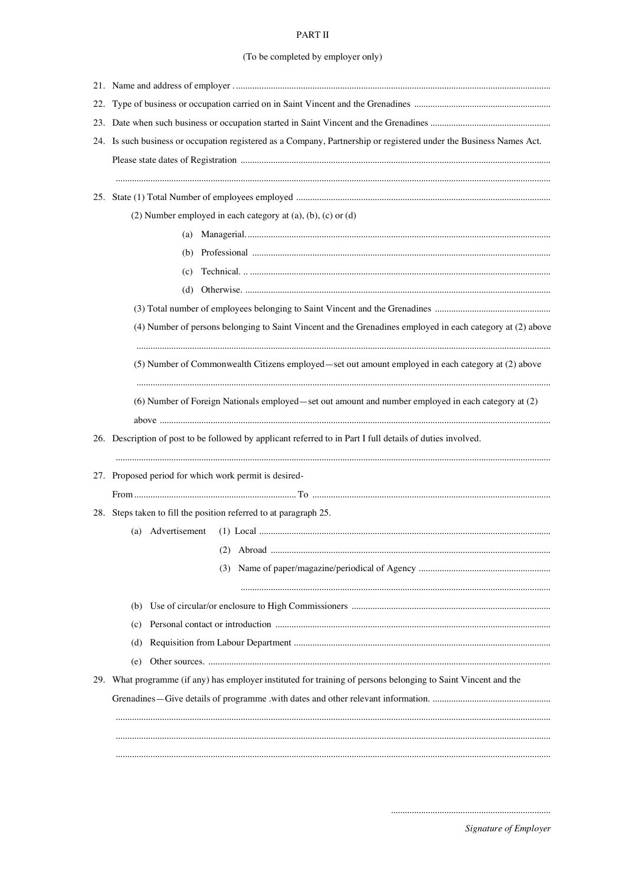# PART II

(To be completed by employer only)

21. Name and address of employer . ...............................................................................................................................................

22. Type of business or occupation carried on in Saint Vincent and the Grenadines ..........................................................

23. Date when such business or occupation started in Saint Vincent and the Grenadines ...................................................

24. Is such business or occupation registered as a Company, Partnership or registered under the Business Names Act.

    Please state dates of Registration .....................................................................................................................................

    ...............................................................................................................................................................................................

25. State (1) Total Number of employees employed .............................................................................................................

    (2) Number employed in each category at (a), (b), (c) or (d)

    (a) Managerial. ..................................................................................................................................

    (b) Professional ...............................................................................................................................

    (c) Technical. .. ..................................................................................................................................

    (d) Otherwise. ..................................................................................................................................

    (3) Total number of employees belonging to Saint Vincent and the Grenadines .................................................

    (4) Number of persons belonging to Saint Vincent and the Grenadines employed in each category at (2) above

    ...............................................................................................................................................................................................

    (5) Number of Commonwealth Citizens employed—set out amount employed in each category at (2) above

    ...............................................................................................................................................................................................

    (6) Number of Foreign Nationals employed—set out amount and number employed in each category at (2) above .......................................................................................................................................................................

26. Description of post to be followed by applicant referred to in Part I full details of duties involved.

    ...............................................................................................................................................................................................

27. Proposed period for which work permit is desired-

    From ....................................................................... To .......................................................................................................

28. Steps taken to fill the position referred to at paragraph 25.

    (a) Advertisement (1) Local ............................................................................................................................

    (2) Abroad .......................................................................................................................

    (3) Name of paper/magazine/periodical of Agency ........................................................

    ....................................................................................................................................

    (b) Use of circular/or enclosure to High Commissioners .....................................................................................

    (c) Personal contact or introduction ......................................................................................................................

    (d) Requisition from Labour Department ..............................................................................................................

    (e) Other sources. ..................................................................................................................................................

29. What programme (if any) has employer instituted for training of persons belonging to Saint Vincent and the Grenadines—Give details of programme .with dates and other relevant information. ..................................................

    ...............................................................................................................................................................................................

    ...............................................................................................................................................................................................

    ...............................................................................................................................................................................................

.....................................................................

*Signature of Employer*